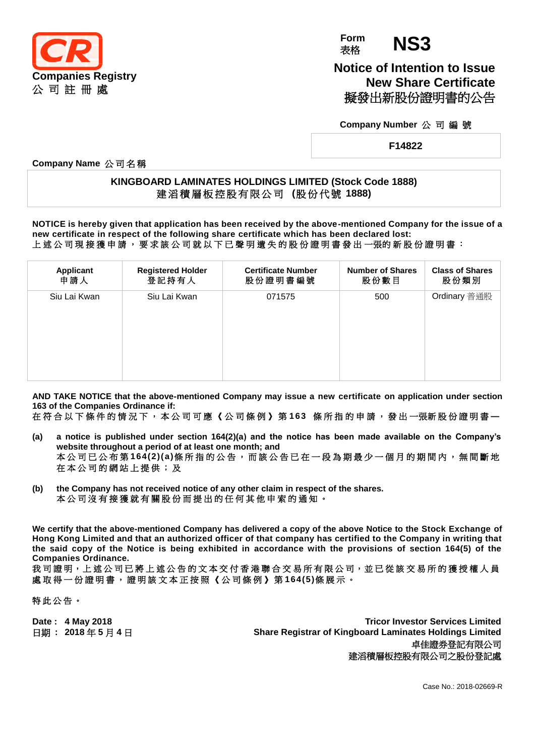**Companies Registry**
**公 司 註 冊 處**

Form 表格 **NS3**

# Notice of Intention to Issue New Share Certificate
# 擬發出新股份證明書的公告

**Company Number 公 司 編 號**

**F14822**

**Company Name 公司名稱**

**KINGBOARD LAMINATES HOLDINGS LIMITED (Stock Code 1888)**
**建滔積層板控股有限公司 (股份代號 1888)**

**NOTICE is hereby given that application has been received by the above-mentioned Company for the issue of a new certificate in respect of the following share certificate which has been declared lost:**
**上述公司現接獲申請，要求該公司就以下已聲明遺失的股份證明書發出一張的新股份證明書：**

| Applicant 申請人 | Registered Holder 登記持有人 | Certificate Number 股份證明書編號 | Number of Shares 股份數目 | Class of Shares 股份類別 |
|---|---|---|---|---|
| Siu Lai Kwan | Siu Lai Kwan | 071575 | 500 | Ordinary 普通股 |

**AND TAKE NOTICE that the above-mentioned Company may issue a new certificate on application under section 163 of the Companies Ordinance if:**
**在符合以下條件的情況下，本公司可應《公司條例》第163 條所指的申請，發出一張新股份證明書—**

**(a)** **a notice is published under section 164(2)(a) and the notice has been made available on the Company's website throughout a period of at least one month; and**
**本公司已公布第164(2)(a)條所指的公告，而該公告已在一段為期最少一個月的期間內，無間斷地在本公司的網站上提供；及**

**(b)** **the Company has not received notice of any other claim in respect of the shares.**
**本公司沒有接獲就有關股份而提出的任何其他申索的通知。**

**We certify that the above-mentioned Company has delivered a copy of the above Notice to the Stock Exchange of Hong Kong Limited and that an authorized officer of that company has certified to the Company in writing that the said copy of the Notice is being exhibited in accordance with the provisions of section 164(5) of the Companies Ordinance.**
**我司證明，上述公司已將上述公告的文本交付香港聯合交易所有限公司，並已從該交易所的獲授權人員處取得一份證明書，證明該文本正按照《公司條例》第164(5)條展示。**

特此公告。

**Date : 4 May 2018**
**日期 : 2018 年 5 月 4 日**

**Tricor Investor Services Limited**
**Share Registrar of Kingboard Laminates Holdings Limited**
**卓佳證券登記有限公司**
**建滔積層板控股有限公司之股份登記處**

Case No.: 2018-02669-R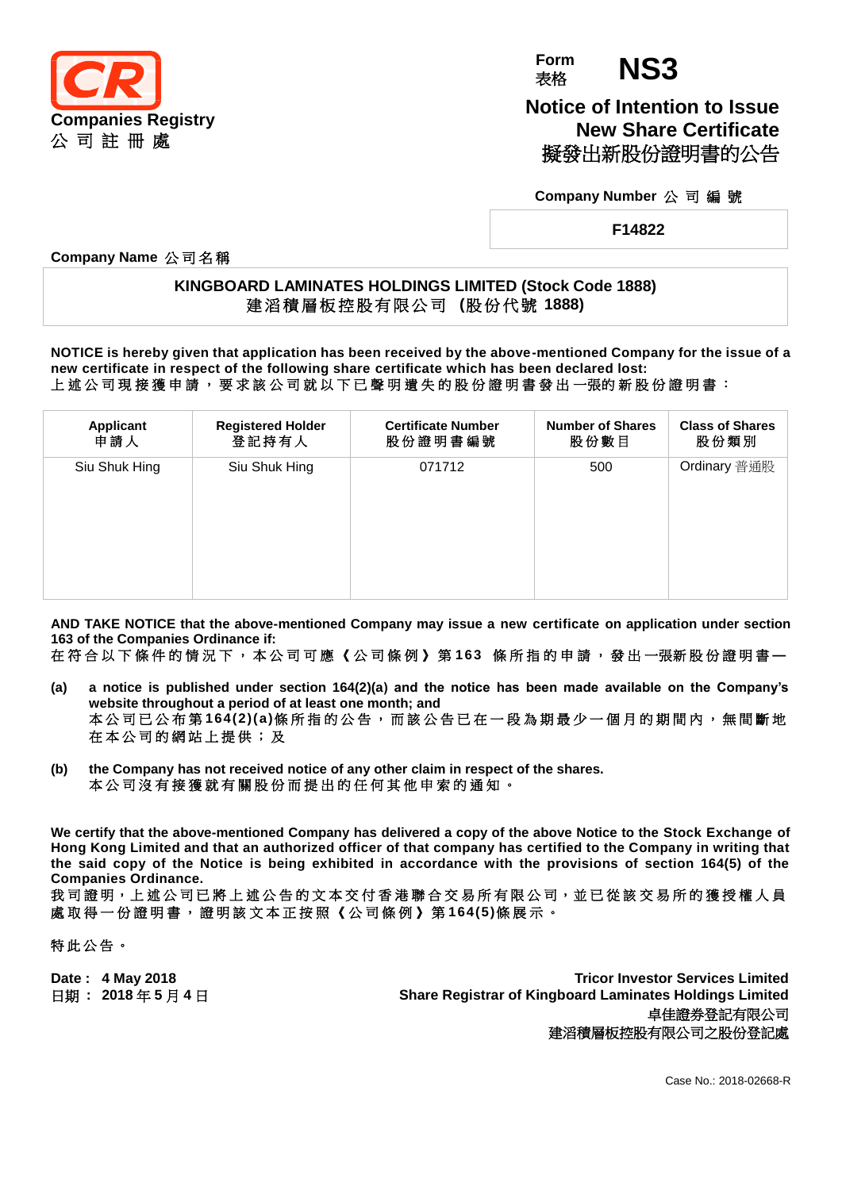Companies Registry
公 司 註 冊 處

Form 表格 **NS3**

## Notice of Intention to Issue New Share Certificate
## 擬發出新股份證明書的公告

**Company Number 公 司 編 號**

**F14822**

**Company Name 公司名稱**

**KINGBOARD LAMINATES HOLDINGS LIMITED (Stock Code 1888)**
**建滔積層板控股有限公司 (股份代號 1888)**

**NOTICE is hereby given that application has been received by the above-mentioned Company for the issue of a new certificate in respect of the following share certificate which has been declared lost:**
**上述公司現接獲申請，要求該公司就以下已聲明遺失的股份證明書發出一張的新股份證明書：**

| Applicant 申請人 | Registered Holder 登記持有人 | Certificate Number 股份證明書編號 | Number of Shares 股份數目 | Class of Shares 股份類別 |
|---|---|---|---|---|
| Siu Shuk Hing | Siu Shuk Hing | 071712 | 500 | Ordinary 普通股 |

**AND TAKE NOTICE that the above-mentioned Company may issue a new certificate on application under section 163 of the Companies Ordinance if:**
**在符合以下條件的情況下，本公司可應《公司條例》第163 條所指的申請，發出一張新股份證明書—**

**(a)** **a notice is published under section 164(2)(a) and the notice has been made available on the Company's website throughout a period of at least one month; and**
**本公司已公布第164(2)(a)條所指的公告，而該公告已在一段為期最少一個月的期間內，無間斷地在本公司的網站上提供；及**

**(b)** **the Company has not received notice of any other claim in respect of the shares.**
**本公司沒有接獲就有關股份而提出的任何其他申索的通知。**

**We certify that the above-mentioned Company has delivered a copy of the above Notice to the Stock Exchange of Hong Kong Limited and that an authorized officer of that company has certified to the Company in writing that the said copy of the Notice is being exhibited in accordance with the provisions of section 164(5) of the Companies Ordinance.**
**我司證明，上述公司已將上述公告的文本交付香港聯合交易所有限公司，並已從該交易所的獲授權人員處取得一份證明書，證明該文本正按照《公司條例》第164(5)條展示。**

特此公告。

**Date : 4 May 2018**
**日期： 2018年5月4日**

**Tricor Investor Services Limited**
**Share Registrar of Kingboard Laminates Holdings Limited**
**卓佳證券登記有限公司**
**建滔積層板控股有限公司之股份登記處**

Case No.: 2018-02668-R